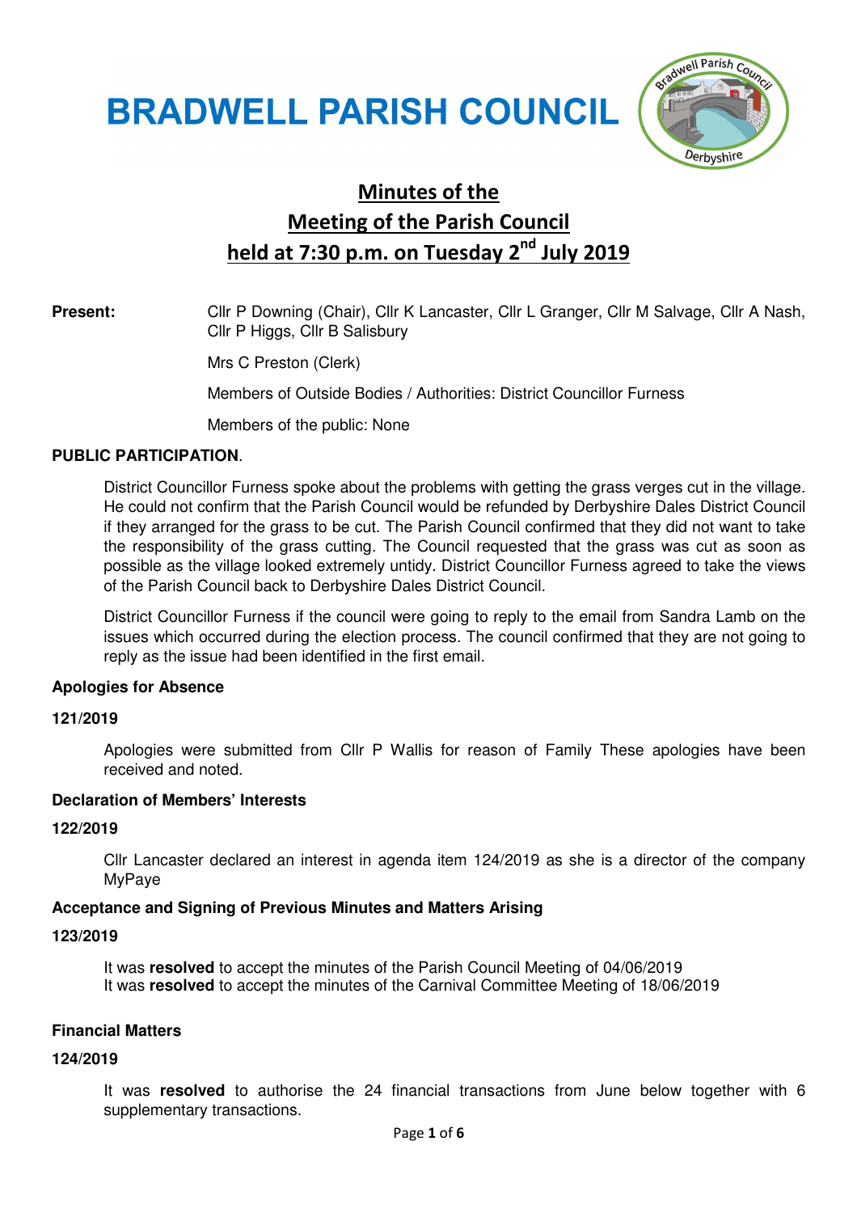# BRADWELL PARISH COUNCIL

## Minutes of the Meeting of the Parish Council held at 7:30 p.m. on Tuesday 2nd July 2019

**Present:** Cllr P Downing (Chair), Cllr K Lancaster, Cllr L Granger, Cllr M Salvage, Cllr A Nash, Cllr P Higgs, Cllr B Salisbury

Mrs C Preston (Clerk)

Members of Outside Bodies / Authorities: District Councillor Furness

Members of the public: None

**PUBLIC PARTICIPATION**.

District Councillor Furness spoke about the problems with getting the grass verges cut in the village. He could not confirm that the Parish Council would be refunded by Derbyshire Dales District Council if they arranged for the grass to be cut. The Parish Council confirmed that they did not want to take the responsibility of the grass cutting. The Council requested that the grass was cut as soon as possible as the village looked extremely untidy. District Councillor Furness agreed to take the views of the Parish Council back to Derbyshire Dales District Council.

District Councillor Furness if the council were going to reply to the email from Sandra Lamb on the issues which occurred during the election process. The council confirmed that they are not going to reply as the issue had been identified in the first email.

**Apologies for Absence**

**121/2019**

Apologies were submitted from Cllr P Wallis for reason of Family These apologies have been received and noted.

**Declaration of Members' Interests**

**122/2019**

Cllr Lancaster declared an interest in agenda item 124/2019 as she is a director of the company MyPaye

**Acceptance and Signing of Previous Minutes and Matters Arising**

**123/2019**

It was **resolved** to accept the minutes of the Parish Council Meeting of 04/06/2019
It was **resolved** to accept the minutes of the Carnival Committee Meeting of 18/06/2019

**Financial Matters**

**124/2019**

It was **resolved** to authorise the 24 financial transactions from June below together with 6 supplementary transactions.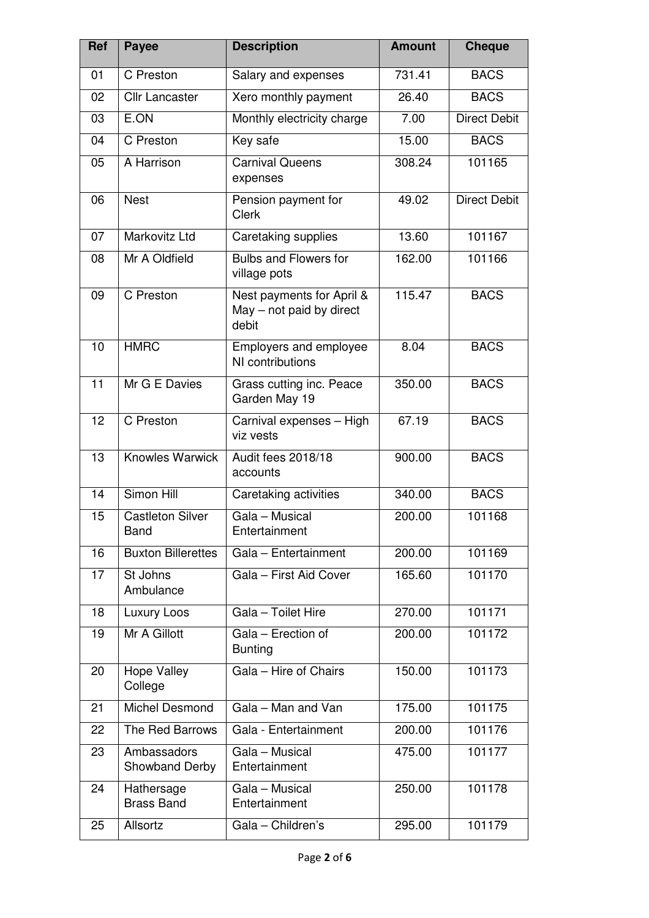| Ref | Payee | Description | Amount | Cheque |
|---|---|---|---|---|
| 01 | C Preston | Salary and expenses | 731.41 | BACS |
| 02 | Cllr Lancaster | Xero monthly payment | 26.40 | BACS |
| 03 | E.ON | Monthly electricity charge | 7.00 | Direct Debit |
| 04 | C Preston | Key safe | 15.00 | BACS |
| 05 | A Harrison | Carnival Queens expenses | 308.24 | 101165 |
| 06 | Nest | Pension payment for Clerk | 49.02 | Direct Debit |
| 07 | Markovitz Ltd | Caretaking supplies | 13.60 | 101167 |
| 08 | Mr A Oldfield | Bulbs and Flowers for village pots | 162.00 | 101166 |
| 09 | C Preston | Nest payments for April & May – not paid by direct debit | 115.47 | BACS |
| 10 | HMRC | Employers and employee NI contributions | 8.04 | BACS |
| 11 | Mr G E Davies | Grass cutting inc. Peace Garden May 19 | 350.00 | BACS |
| 12 | C Preston | Carnival expenses – High viz vests | 67.19 | BACS |
| 13 | Knowles Warwick | Audit fees 2018/18 accounts | 900.00 | BACS |
| 14 | Simon Hill | Caretaking activities | 340.00 | BACS |
| 15 | Castleton Silver Band | Gala – Musical Entertainment | 200.00 | 101168 |
| 16 | Buxton Billerettes | Gala – Entertainment | 200.00 | 101169 |
| 17 | St Johns Ambulance | Gala – First Aid Cover | 165.60 | 101170 |
| 18 | Luxury Loos | Gala – Toilet Hire | 270.00 | 101171 |
| 19 | Mr A Gillott | Gala – Erection of Bunting | 200.00 | 101172 |
| 20 | Hope Valley College | Gala – Hire of Chairs | 150.00 | 101173 |
| 21 | Michel Desmond | Gala – Man and Van | 175.00 | 101175 |
| 22 | The Red Barrows | Gala - Entertainment | 200.00 | 101176 |
| 23 | Ambassadors Showband Derby | Gala – Musical Entertainment | 475.00 | 101177 |
| 24 | Hathersage Brass Band | Gala – Musical Entertainment | 250.00 | 101178 |
| 25 | Allsortz | Gala – Children's | 295.00 | 101179 |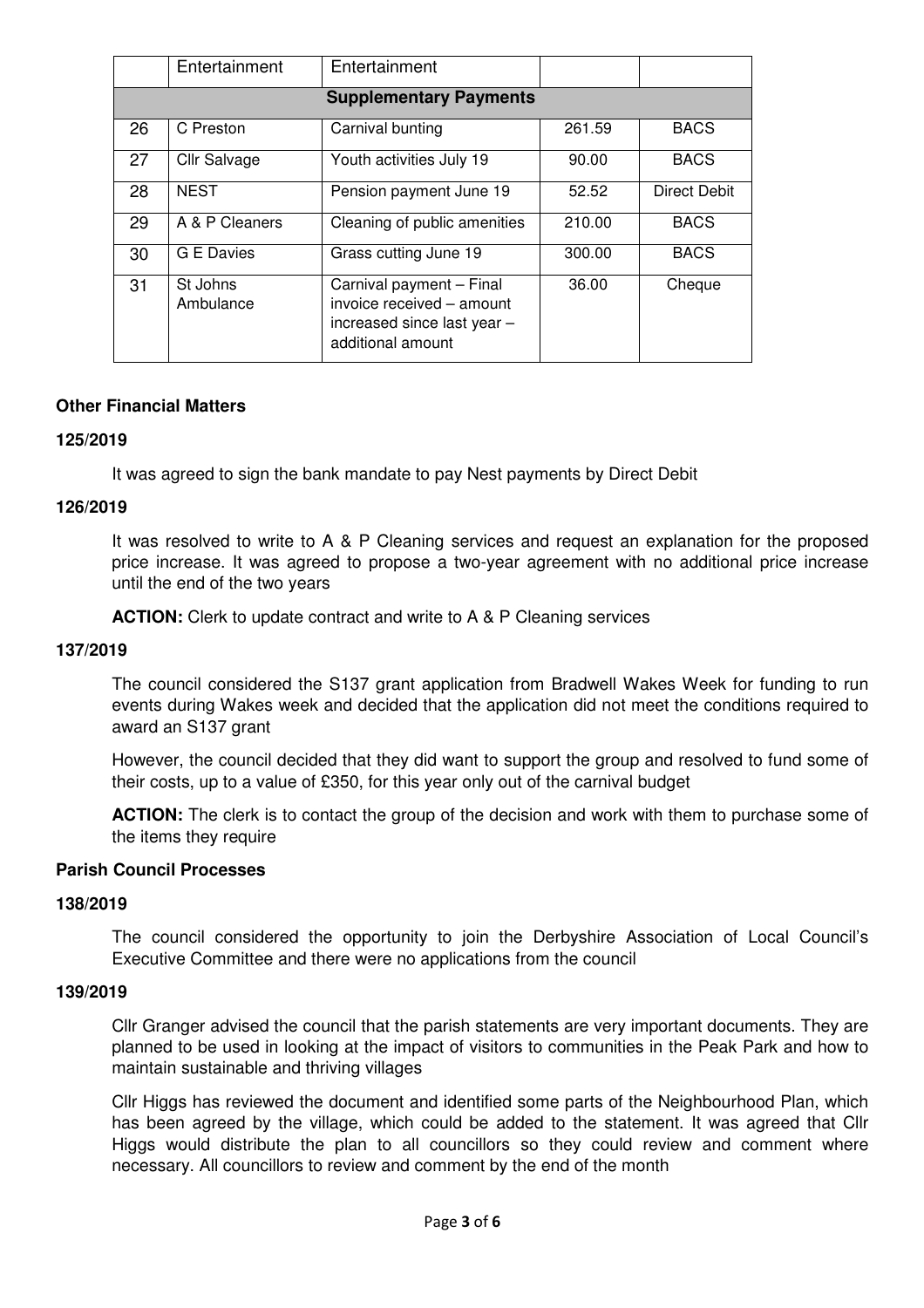|  | Entertainment | Entertainment |  |  |
|---|---|---|---|---|
| **Supplementary Payments** | | | | |
| 26 | C Preston | Carnival bunting | 261.59 | BACS |
| 27 | Cllr Salvage | Youth activities July 19 | 90.00 | BACS |
| 28 | NEST | Pension payment June 19 | 52.52 | Direct Debit |
| 29 | A & P Cleaners | Cleaning of public amenities | 210.00 | BACS |
| 30 | G E Davies | Grass cutting June 19 | 300.00 | BACS |
| 31 | St Johns Ambulance | Carnival payment – Final invoice received – amount increased since last year – additional amount | 36.00 | Cheque |

**Other Financial Matters**

**125/2019**

It was agreed to sign the bank mandate to pay Nest payments by Direct Debit

**126/2019**

It was resolved to write to A & P Cleaning services and request an explanation for the proposed price increase. It was agreed to propose a two-year agreement with no additional price increase until the end of the two years

**ACTION:** Clerk to update contract and write to A & P Cleaning services

**137/2019**

The council considered the S137 grant application from Bradwell Wakes Week for funding to run events during Wakes week and decided that the application did not meet the conditions required to award an S137 grant

However, the council decided that they did want to support the group and resolved to fund some of their costs, up to a value of £350, for this year only out of the carnival budget

**ACTION:** The clerk is to contact the group of the decision and work with them to purchase some of the items they require

**Parish Council Processes**

**138/2019**

The council considered the opportunity to join the Derbyshire Association of Local Council's Executive Committee and there were no applications from the council

**139/2019**

Cllr Granger advised the council that the parish statements are very important documents. They are planned to be used in looking at the impact of visitors to communities in the Peak Park and how to maintain sustainable and thriving villages

Cllr Higgs has reviewed the document and identified some parts of the Neighbourhood Plan, which has been agreed by the village, which could be added to the statement. It was agreed that Cllr Higgs would distribute the plan to all councillors so they could review and comment where necessary. All councillors to review and comment by the end of the month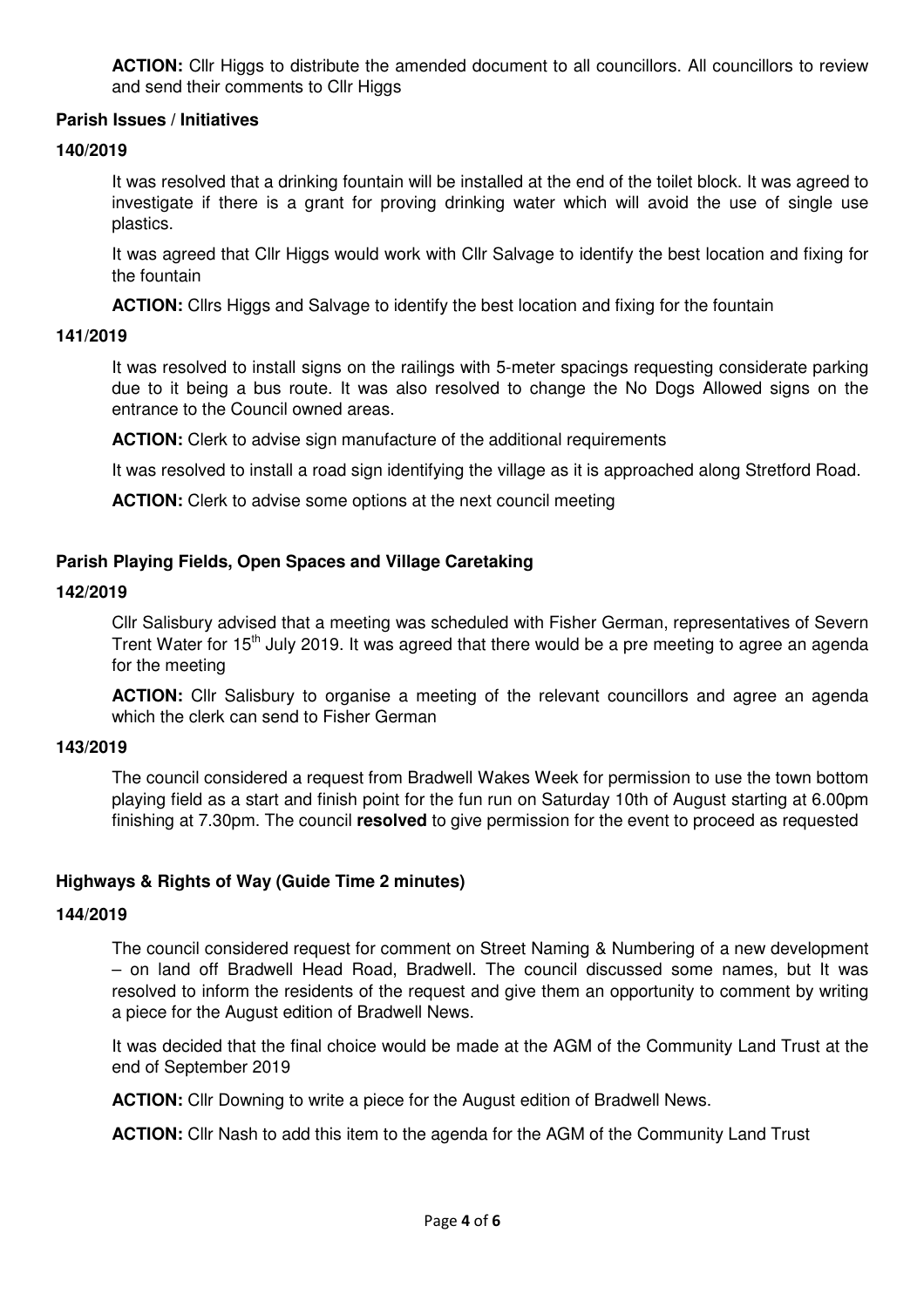**ACTION:** Cllr Higgs to distribute the amended document to all councillors. All councillors to review and send their comments to Cllr Higgs

## Parish Issues / Initiatives

### 140/2019

It was resolved that a drinking fountain will be installed at the end of the toilet block. It was agreed to investigate if there is a grant for proving drinking water which will avoid the use of single use plastics.

It was agreed that Cllr Higgs would work with Cllr Salvage to identify the best location and fixing for the fountain

**ACTION:** Cllrs Higgs and Salvage to identify the best location and fixing for the fountain

### 141/2019

It was resolved to install signs on the railings with 5-meter spacings requesting considerate parking due to it being a bus route. It was also resolved to change the No Dogs Allowed signs on the entrance to the Council owned areas.

**ACTION:** Clerk to advise sign manufacture of the additional requirements

It was resolved to install a road sign identifying the village as it is approached along Stretford Road.

**ACTION:** Clerk to advise some options at the next council meeting

## Parish Playing Fields, Open Spaces and Village Caretaking

### 142/2019

Cllr Salisbury advised that a meeting was scheduled with Fisher German, representatives of Severn Trent Water for 15th July 2019. It was agreed that there would be a pre meeting to agree an agenda for the meeting

**ACTION:** Cllr Salisbury to organise a meeting of the relevant councillors and agree an agenda which the clerk can send to Fisher German

### 143/2019

The council considered a request from Bradwell Wakes Week for permission to use the town bottom playing field as a start and finish point for the fun run on Saturday 10th of August starting at 6.00pm finishing at 7.30pm. The council **resolved** to give permission for the event to proceed as requested

## Highways & Rights of Way (Guide Time 2 minutes)

### 144/2019

The council considered request for comment on Street Naming & Numbering of a new development – on land off Bradwell Head Road, Bradwell. The council discussed some names, but It was resolved to inform the residents of the request and give them an opportunity to comment by writing a piece for the August edition of Bradwell News.

It was decided that the final choice would be made at the AGM of the Community Land Trust at the end of September 2019

**ACTION:** Cllr Downing to write a piece for the August edition of Bradwell News.

**ACTION:** Cllr Nash to add this item to the agenda for the AGM of the Community Land Trust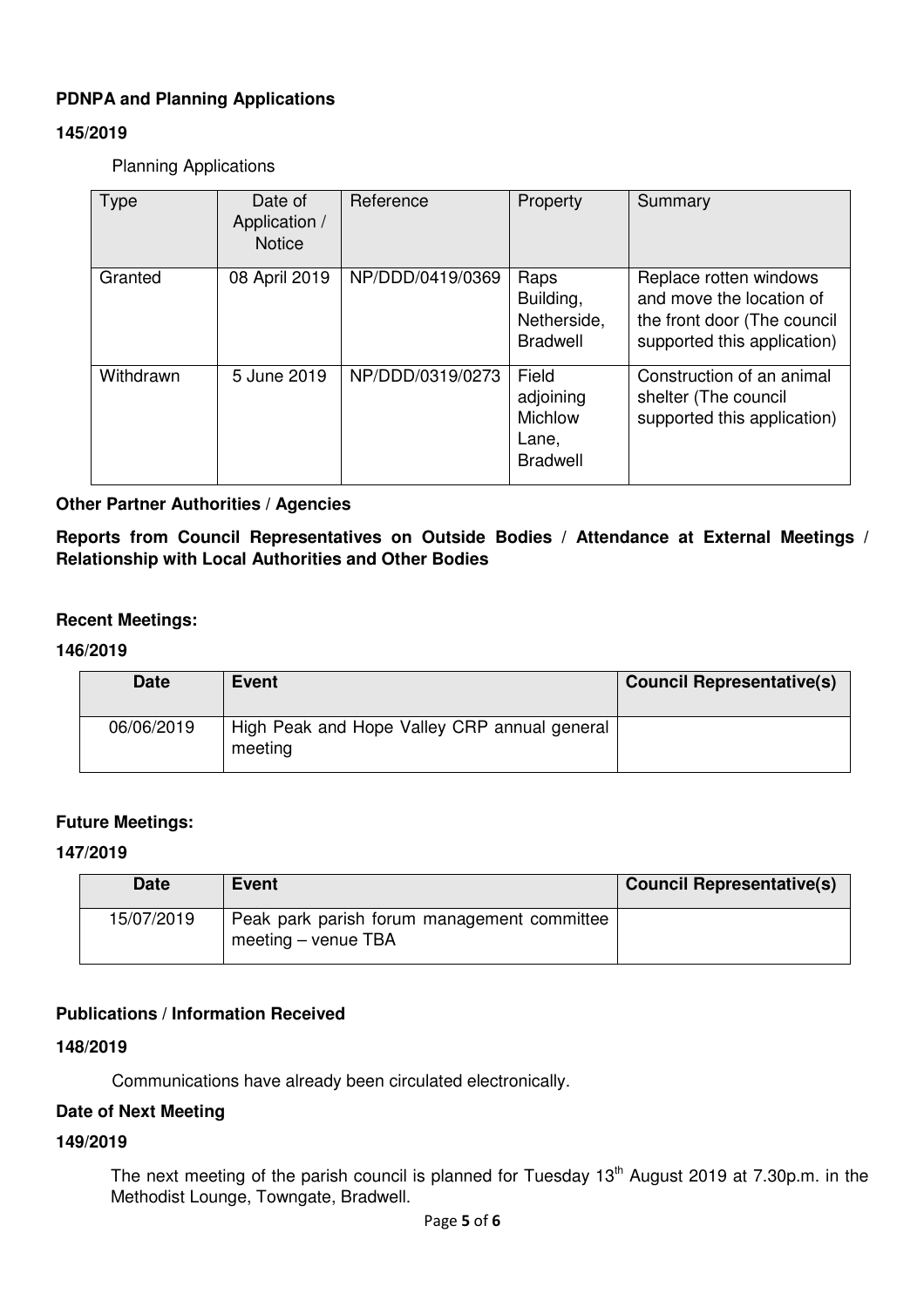**PDNPA and Planning Applications**

**145/2019**

Planning Applications

| Type | Date of Application / Notice | Reference | Property | Summary |
|---|---|---|---|---|
| Granted | 08 April 2019 | NP/DDD/0419/0369 | Raps Building, Netherside, Bradwell | Replace rotten windows and move the location of the front door (The council supported this application) |
| Withdrawn | 5 June 2019 | NP/DDD/0319/0273 | Field adjoining Michlow Lane, Bradwell | Construction of an animal shelter (The council supported this application) |

**Other Partner Authorities / Agencies**

**Reports from Council Representatives on Outside Bodies / Attendance at External Meetings / Relationship with Local Authorities and Other Bodies**

**Recent Meetings:**

**146/2019**

| Date | Event | Council Representative(s) |
|---|---|---|
| 06/06/2019 | High Peak and Hope Valley CRP annual general meeting | |

**Future Meetings:**

**147/2019**

| Date | Event | Council Representative(s) |
|---|---|---|
| 15/07/2019 | Peak park parish forum management committee meeting – venue TBA | |

**Publications / Information Received**

**148/2019**

Communications have already been circulated electronically.

**Date of Next Meeting**

**149/2019**

The next meeting of the parish council is planned for Tuesday 13th August 2019 at 7.30p.m. in the Methodist Lounge, Towngate, Bradwell.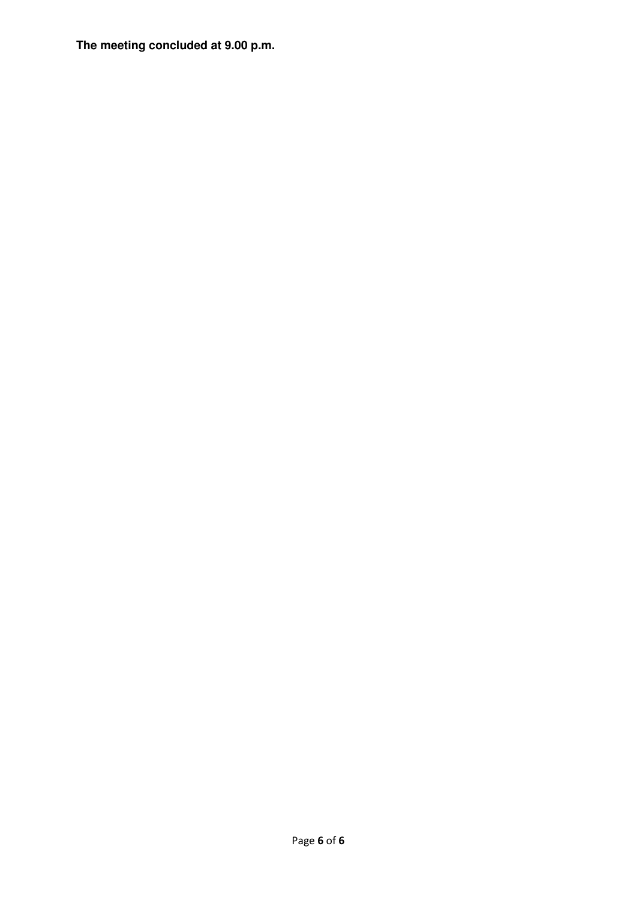**The meeting concluded at 9.00 p.m.**